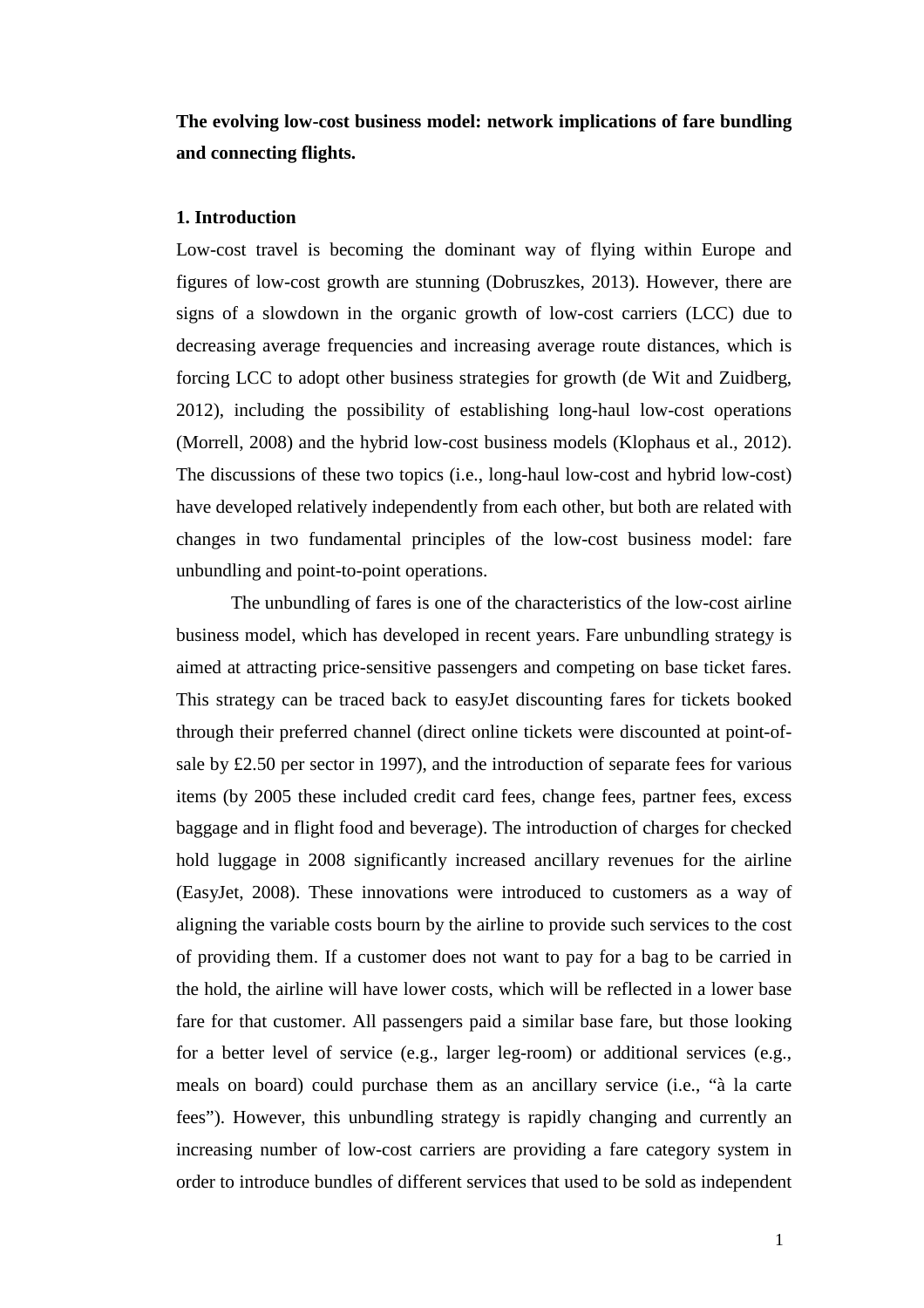**The evolving low-cost business model: network implications of fare bundling and connecting flights.**

**1. Introduction**

Low-cost travel is becoming the dominant way of flying within Europe and figures of low-cost growth are stunning (Dobruszkes, 2013). However, there are signs of a slowdown in the organic growth of low-cost carriers (LCC) due to decreasing average frequencies and increasing average route distances, which is forcing LCC to adopt other business strategies for growth (de Wit and Zuidberg, 2012), including the possibility of establishing long-haul low-cost operations (Morrell, 2008) and the hybrid low-cost business models (Klophaus et al., 2012). The discussions of these two topics (i.e., long-haul low-cost and hybrid low-cost) have developed relatively independently from each other, but both are related with changes in two fundamental principles of the low-cost business model: fare unbundling and point-to-point operations.

The unbundling of fares is one of the characteristics of the low-cost airline business model, which has developed in recent years. Fare unbundling strategy is aimed at attracting price-sensitive passengers and competing on base ticket fares. This strategy can be traced back to easyJet discounting fares for tickets booked through their preferred channel (direct online tickets were discounted at point-of-sale by £2.50 per sector in 1997), and the introduction of separate fees for various items (by 2005 these included credit card fees, change fees, partner fees, excess baggage and in flight food and beverage). The introduction of charges for checked hold luggage in 2008 significantly increased ancillary revenues for the airline (EasyJet, 2008). These innovations were introduced to customers as a way of aligning the variable costs bourn by the airline to provide such services to the cost of providing them. If a customer does not want to pay for a bag to be carried in the hold, the airline will have lower costs, which will be reflected in a lower base fare for that customer. All passengers paid a similar base fare, but those looking for a better level of service (e.g., larger leg-room) or additional services (e.g., meals on board) could purchase them as an ancillary service (i.e., "à la carte fees"). However, this unbundling strategy is rapidly changing and currently an increasing number of low-cost carriers are providing a fare category system in order to introduce bundles of different services that used to be sold as independent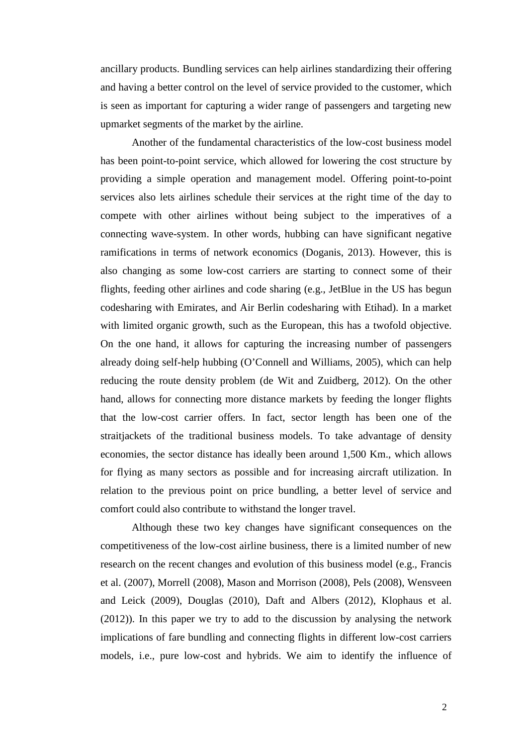ancillary products. Bundling services can help airlines standardizing their offering and having a better control on the level of service provided to the customer, which is seen as important for capturing a wider range of passengers and targeting new upmarket segments of the market by the airline.

Another of the fundamental characteristics of the low-cost business model has been point-to-point service, which allowed for lowering the cost structure by providing a simple operation and management model. Offering point-to-point services also lets airlines schedule their services at the right time of the day to compete with other airlines without being subject to the imperatives of a connecting wave-system. In other words, hubbing can have significant negative ramifications in terms of network economics (Doganis, 2013). However, this is also changing as some low-cost carriers are starting to connect some of their flights, feeding other airlines and code sharing (e.g., JetBlue in the US has begun codesharing with Emirates, and Air Berlin codesharing with Etihad). In a market with limited organic growth, such as the European, this has a twofold objective. On the one hand, it allows for capturing the increasing number of passengers already doing self-help hubbing (O'Connell and Williams, 2005), which can help reducing the route density problem (de Wit and Zuidberg, 2012). On the other hand, allows for connecting more distance markets by feeding the longer flights that the low-cost carrier offers. In fact, sector length has been one of the straitjackets of the traditional business models. To take advantage of density economies, the sector distance has ideally been around 1,500 Km., which allows for flying as many sectors as possible and for increasing aircraft utilization. In relation to the previous point on price bundling, a better level of service and comfort could also contribute to withstand the longer travel.

Although these two key changes have significant consequences on the competitiveness of the low-cost airline business, there is a limited number of new research on the recent changes and evolution of this business model (e.g., Francis et al. (2007), Morrell (2008), Mason and Morrison (2008), Pels (2008), Wensveen and Leick (2009), Douglas (2010), Daft and Albers (2012), Klophaus et al. (2012)). In this paper we try to add to the discussion by analysing the network implications of fare bundling and connecting flights in different low-cost carriers models, i.e., pure low-cost and hybrids. We aim to identify the influence of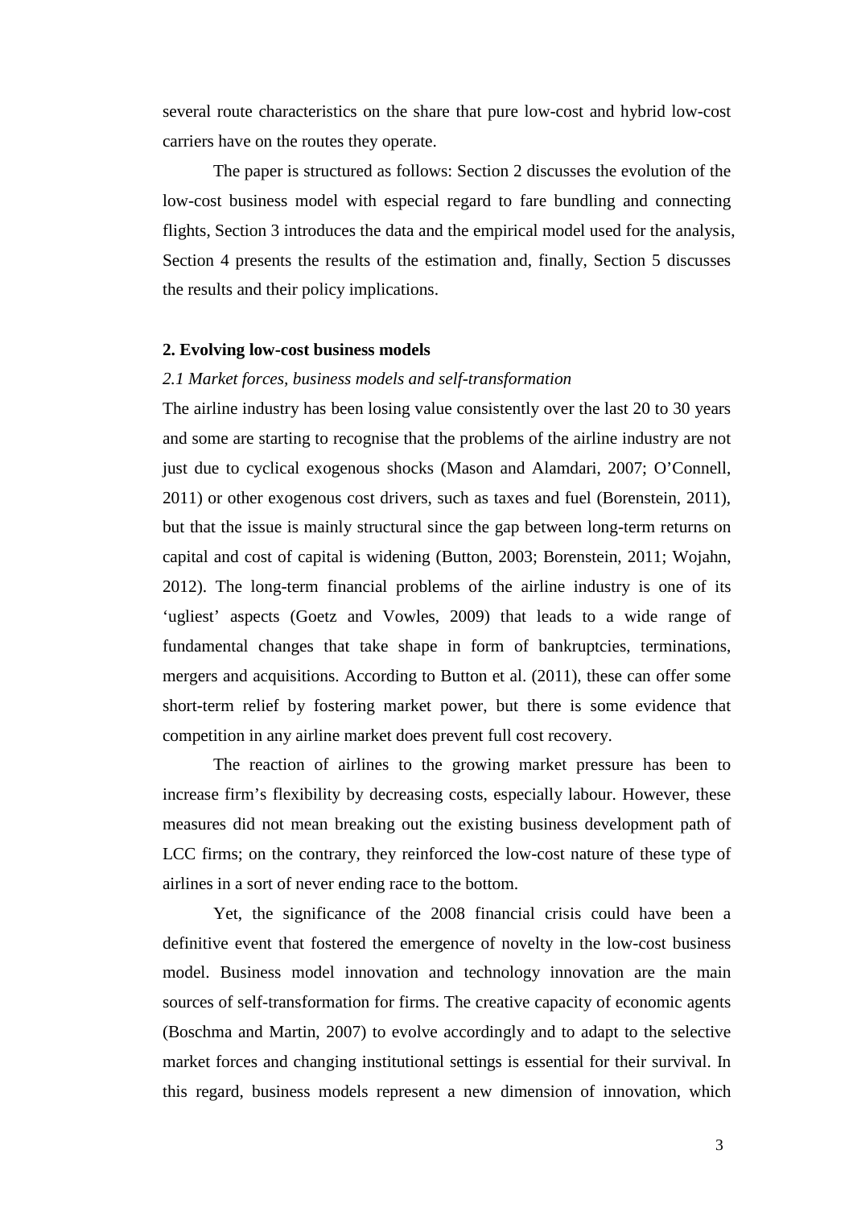several route characteristics on the share that pure low-cost and hybrid low-cost carriers have on the routes they operate.

The paper is structured as follows: Section 2 discusses the evolution of the low-cost business model with especial regard to fare bundling and connecting flights, Section 3 introduces the data and the empirical model used for the analysis, Section 4 presents the results of the estimation and, finally, Section 5 discusses the results and their policy implications.

## 2. Evolving low-cost business models

### *2.1 Market forces, business models and self-transformation*

The airline industry has been losing value consistently over the last 20 to 30 years and some are starting to recognise that the problems of the airline industry are not just due to cyclical exogenous shocks (Mason and Alamdari, 2007; O'Connell, 2011) or other exogenous cost drivers, such as taxes and fuel (Borenstein, 2011), but that the issue is mainly structural since the gap between long-term returns on capital and cost of capital is widening (Button, 2003; Borenstein, 2011; Wojahn, 2012). The long-term financial problems of the airline industry is one of its 'ugliest' aspects (Goetz and Vowles, 2009) that leads to a wide range of fundamental changes that take shape in form of bankruptcies, terminations, mergers and acquisitions. According to Button et al. (2011), these can offer some short-term relief by fostering market power, but there is some evidence that competition in any airline market does prevent full cost recovery.

The reaction of airlines to the growing market pressure has been to increase firm's flexibility by decreasing costs, especially labour. However, these measures did not mean breaking out the existing business development path of LCC firms; on the contrary, they reinforced the low-cost nature of these type of airlines in a sort of never ending race to the bottom.

Yet, the significance of the 2008 financial crisis could have been a definitive event that fostered the emergence of novelty in the low-cost business model. Business model innovation and technology innovation are the main sources of self-transformation for firms. The creative capacity of economic agents (Boschma and Martin, 2007) to evolve accordingly and to adapt to the selective market forces and changing institutional settings is essential for their survival. In this regard, business models represent a new dimension of innovation, which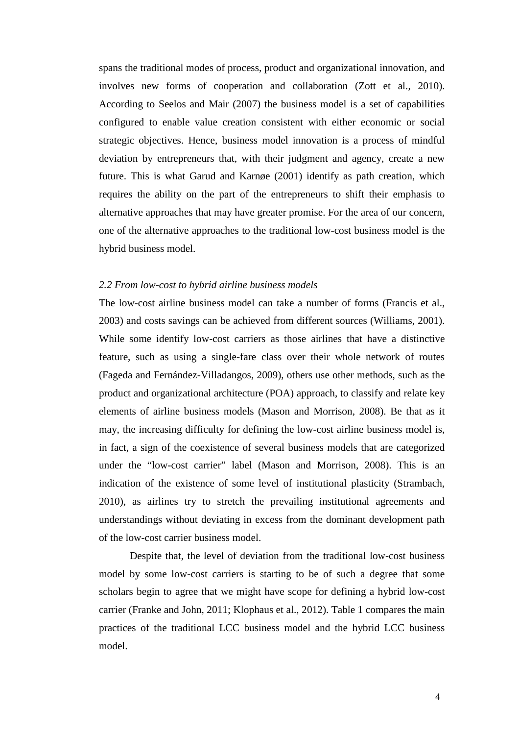spans the traditional modes of process, product and organizational innovation, and involves new forms of cooperation and collaboration (Zott et al., 2010). According to Seelos and Mair (2007) the business model is a set of capabilities configured to enable value creation consistent with either economic or social strategic objectives. Hence, business model innovation is a process of mindful deviation by entrepreneurs that, with their judgment and agency, create a new future. This is what Garud and Karnøe (2001) identify as path creation, which requires the ability on the part of the entrepreneurs to shift their emphasis to alternative approaches that may have greater promise. For the area of our concern, one of the alternative approaches to the traditional low-cost business model is the hybrid business model.

### *2.2 From low-cost to hybrid airline business models*

The low-cost airline business model can take a number of forms (Francis et al., 2003) and costs savings can be achieved from different sources (Williams, 2001). While some identify low-cost carriers as those airlines that have a distinctive feature, such as using a single-fare class over their whole network of routes (Fageda and Fernández-Villadangos, 2009), others use other methods, such as the product and organizational architecture (POA) approach, to classify and relate key elements of airline business models (Mason and Morrison, 2008). Be that as it may, the increasing difficulty for defining the low-cost airline business model is, in fact, a sign of the coexistence of several business models that are categorized under the "low-cost carrier" label (Mason and Morrison, 2008). This is an indication of the existence of some level of institutional plasticity (Strambach, 2010), as airlines try to stretch the prevailing institutional agreements and understandings without deviating in excess from the dominant development path of the low-cost carrier business model.

Despite that, the level of deviation from the traditional low-cost business model by some low-cost carriers is starting to be of such a degree that some scholars begin to agree that we might have scope for defining a hybrid low-cost carrier (Franke and John, 2011; Klophaus et al., 2012). Table 1 compares the main practices of the traditional LCC business model and the hybrid LCC business model.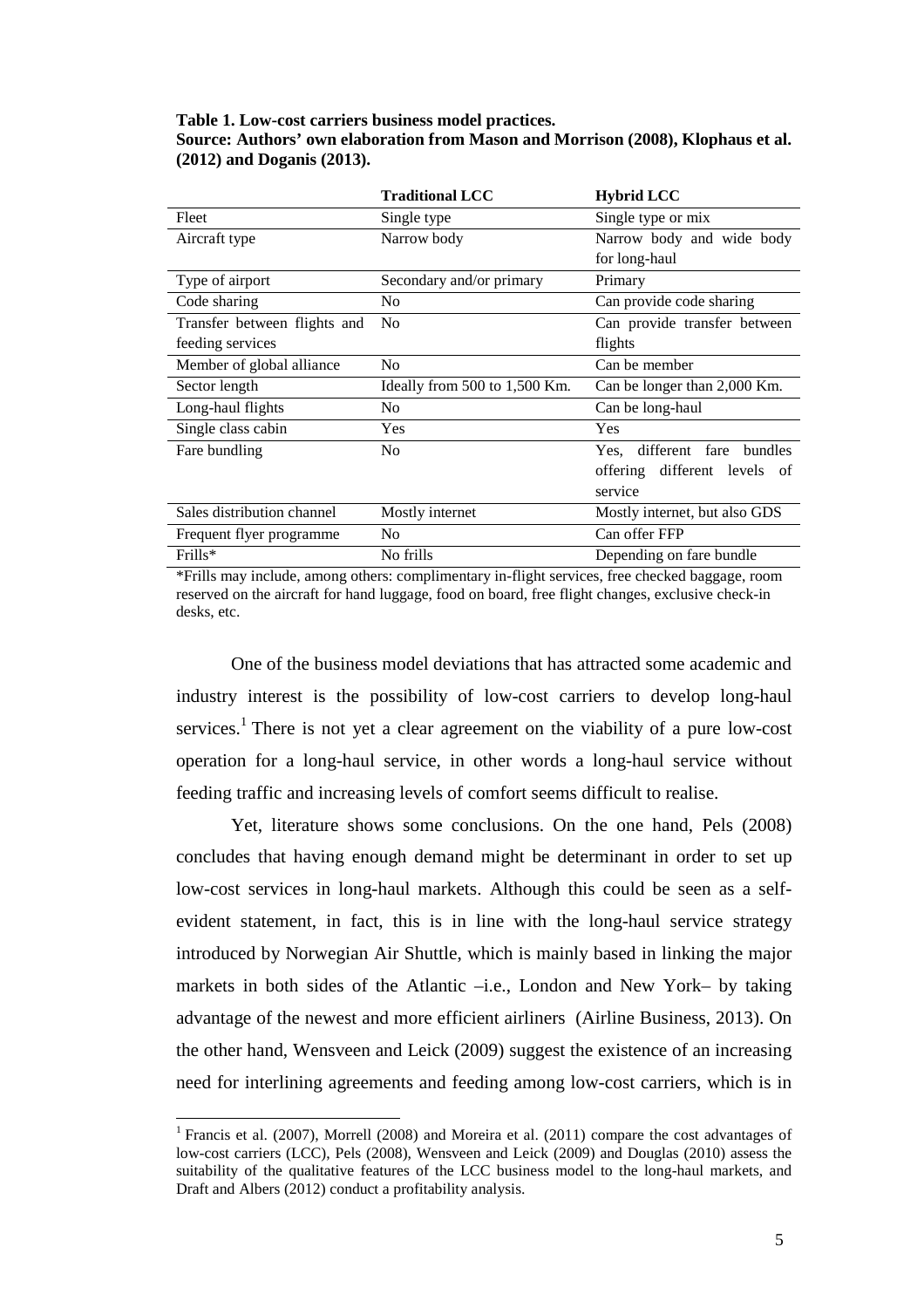**Table 1. Low-cost carriers business model practices.**
**Source: Authors' own elaboration from Mason and Morrison (2008), Klophaus et al. (2012) and Doganis (2013).**

| | **Traditional LCC** | **Hybrid LCC** |
|---|---|---|
| Fleet | Single type | Single type or mix |
| Aircraft type | Narrow body | Narrow body and wide body for long-haul |
| Type of airport | Secondary and/or primary | Primary |
| Code sharing | No | Can provide code sharing |
| Transfer between flights and feeding services | No | Can provide transfer between flights |
| Member of global alliance | No | Can be member |
| Sector length | Ideally from 500 to 1,500 Km. | Can be longer than 2,000 Km. |
| Long-haul flights | No | Can be long-haul |
| Single class cabin | Yes | Yes |
| Fare bundling | No | Yes, different fare bundles offering different levels of service |
| Sales distribution channel | Mostly internet | Mostly internet, but also GDS |
| Frequent flyer programme | No | Can offer FFP |
| Frills* | No frills | Depending on fare bundle |

*Frills may include, among others: complimentary in-flight services, free checked baggage, room reserved on the aircraft for hand luggage, food on board, free flight changes, exclusive check-in desks, etc.

One of the business model deviations that has attracted some academic and industry interest is the possibility of low-cost carriers to develop long-haul services.[1] There is not yet a clear agreement on the viability of a pure low-cost operation for a long-haul service, in other words a long-haul service without feeding traffic and increasing levels of comfort seems difficult to realise.

Yet, literature shows some conclusions. On the one hand, Pels (2008) concludes that having enough demand might be determinant in order to set up low-cost services in long-haul markets. Although this could be seen as a self-evident statement, in fact, this is in line with the long-haul service strategy introduced by Norwegian Air Shuttle, which is mainly based in linking the major markets in both sides of the Atlantic –i.e., London and New York– by taking advantage of the newest and more efficient airliners (Airline Business, 2013). On the other hand, Wensveen and Leick (2009) suggest the existence of an increasing need for interlining agreements and feeding among low-cost carriers, which is in

[1] Francis et al. (2007), Morrell (2008) and Moreira et al. (2011) compare the cost advantages of low-cost carriers (LCC), Pels (2008), Wensveen and Leick (2009) and Douglas (2010) assess the suitability of the qualitative features of the LCC business model to the long-haul markets, and Draft and Albers (2012) conduct a profitability analysis.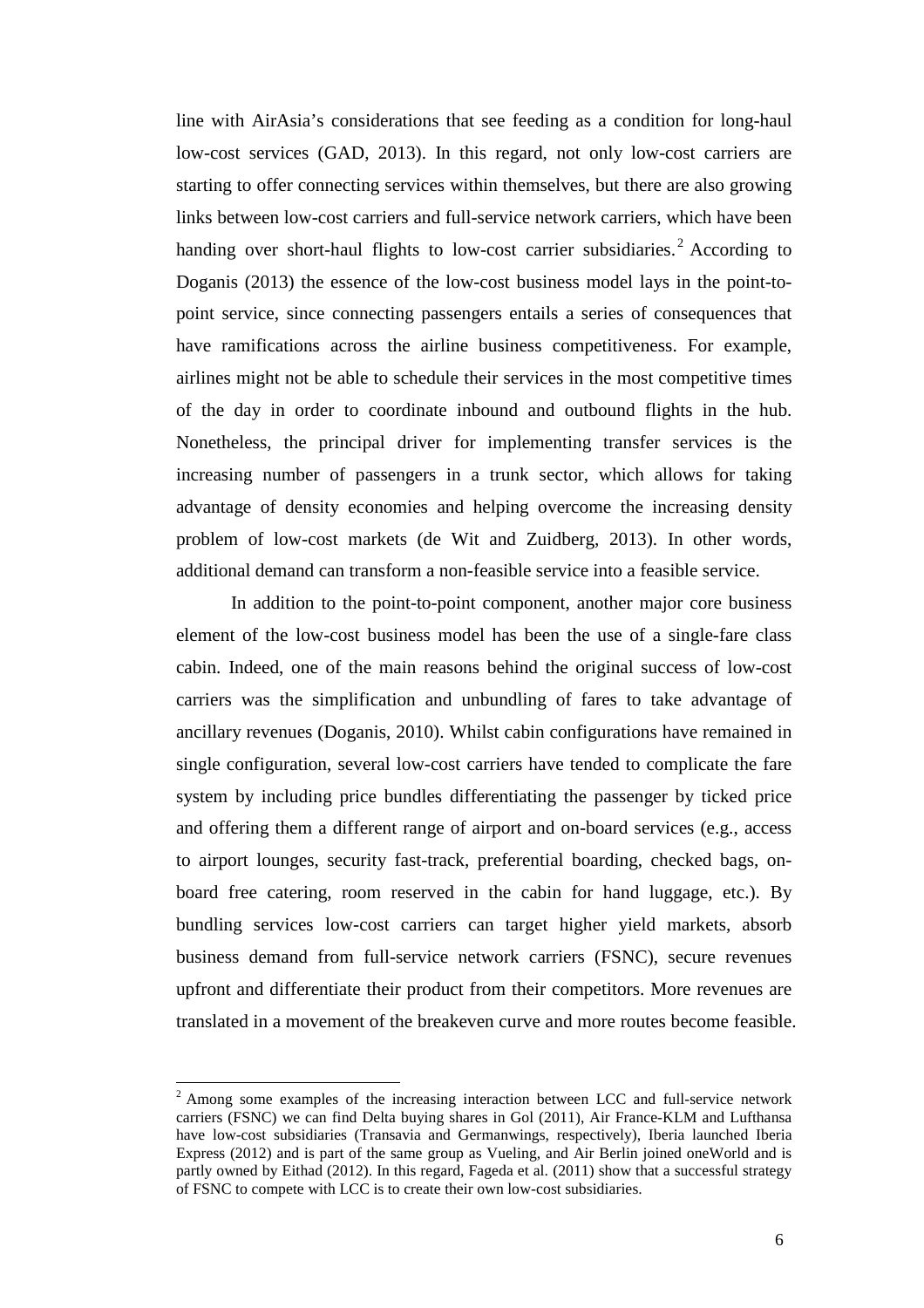line with AirAsia's considerations that see feeding as a condition for long-haul low-cost services (GAD, 2013). In this regard, not only low-cost carriers are starting to offer connecting services within themselves, but there are also growing links between low-cost carriers and full-service network carriers, which have been handing over short-haul flights to low-cost carrier subsidiaries.[2] According to Doganis (2013) the essence of the low-cost business model lays in the point-to-point service, since connecting passengers entails a series of consequences that have ramifications across the airline business competitiveness. For example, airlines might not be able to schedule their services in the most competitive times of the day in order to coordinate inbound and outbound flights in the hub. Nonetheless, the principal driver for implementing transfer services is the increasing number of passengers in a trunk sector, which allows for taking advantage of density economies and helping overcome the increasing density problem of low-cost markets (de Wit and Zuidberg, 2013). In other words, additional demand can transform a non-feasible service into a feasible service.

In addition to the point-to-point component, another major core business element of the low-cost business model has been the use of a single-fare class cabin. Indeed, one of the main reasons behind the original success of low-cost carriers was the simplification and unbundling of fares to take advantage of ancillary revenues (Doganis, 2010). Whilst cabin configurations have remained in single configuration, several low-cost carriers have tended to complicate the fare system by including price bundles differentiating the passenger by ticked price and offering them a different range of airport and on-board services (e.g., access to airport lounges, security fast-track, preferential boarding, checked bags, on-board free catering, room reserved in the cabin for hand luggage, etc.). By bundling services low-cost carriers can target higher yield markets, absorb business demand from full-service network carriers (FSNC), secure revenues upfront and differentiate their product from their competitors. More revenues are translated in a movement of the breakeven curve and more routes become feasible.

[2] Among some examples of the increasing interaction between LCC and full-service network carriers (FSNC) we can find Delta buying shares in Gol (2011), Air France-KLM and Lufthansa have low-cost subsidiaries (Transavia and Germanwings, respectively), Iberia launched Iberia Express (2012) and is part of the same group as Vueling, and Air Berlin joined oneWorld and is partly owned by Eithad (2012). In this regard, Fageda et al. (2011) show that a successful strategy of FSNC to compete with LCC is to create their own low-cost subsidiaries.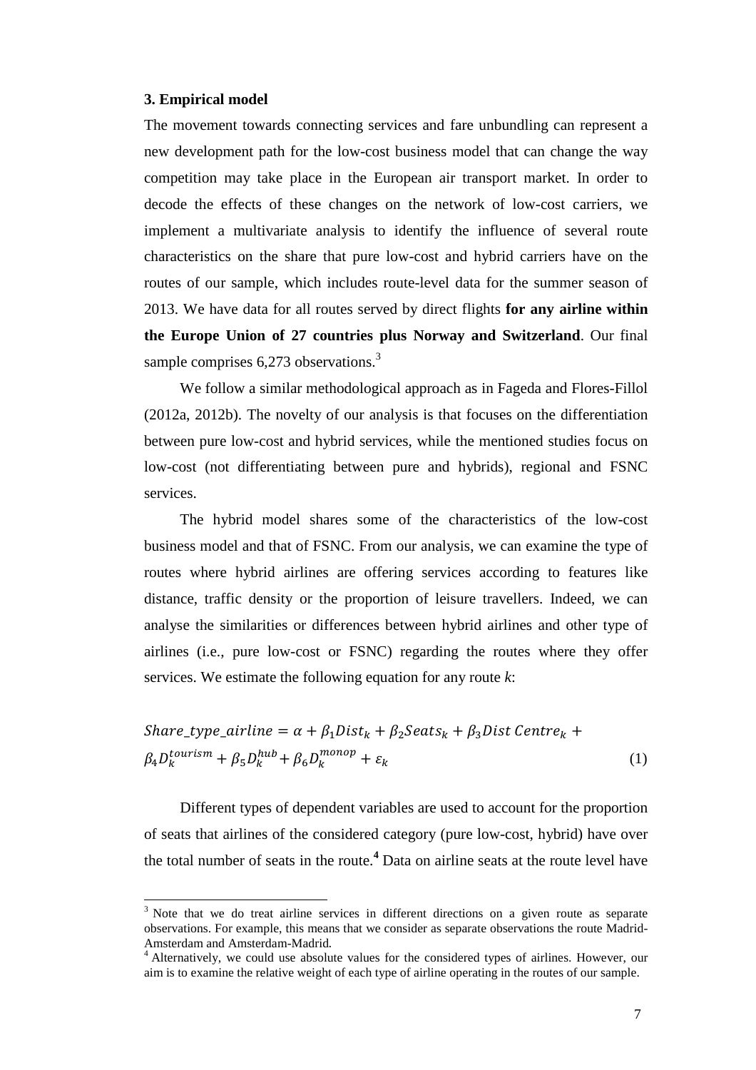## 3. Empirical model

The movement towards connecting services and fare unbundling can represent a new development path for the low-cost business model that can change the way competition may take place in the European air transport market. In order to decode the effects of these changes on the network of low-cost carriers, we implement a multivariate analysis to identify the influence of several route characteristics on the share that pure low-cost and hybrid carriers have on the routes of our sample, which includes route-level data for the summer season of 2013. We have data for all routes served by direct flights **for any airline within the Europe Union of 27 countries plus Norway and Switzerland**. Our final sample comprises 6,273 observations.[3]

We follow a similar methodological approach as in Fageda and Flores-Fillol (2012a, 2012b). The novelty of our analysis is that focuses on the differentiation between pure low-cost and hybrid services, while the mentioned studies focus on low-cost (not differentiating between pure and hybrids), regional and FSNC services.

The hybrid model shares some of the characteristics of the low-cost business model and that of FSNC. From our analysis, we can examine the type of routes where hybrid airlines are offering services according to features like distance, traffic density or the proportion of leisure travellers. Indeed, we can analyse the similarities or differences between hybrid airlines and other type of airlines (i.e., pure low-cost or FSNC) regarding the routes where they offer services. We estimate the following equation for any route *k*:

$$Share\_type\_airline = \alpha + \beta_1 Dist_k + \beta_2 Seats_k + \beta_3 Dist\ Centre_k + \beta_4 D_k^{tourism} + \beta_5 D_k^{hub} + \beta_6 D_k^{monop} + \varepsilon_k \quad (1)$$

Different types of dependent variables are used to account for the proportion of seats that airlines of the considered category (pure low-cost, hybrid) have over the total number of seats in the route.[4] Data on airline seats at the route level have

---

[3] Note that we do treat airline services in different directions on a given route as separate observations. For example, this means that we consider as separate observations the route Madrid-Amsterdam and Amsterdam-Madrid.

[4] Alternatively, we could use absolute values for the considered types of airlines. However, our aim is to examine the relative weight of each type of airline operating in the routes of our sample.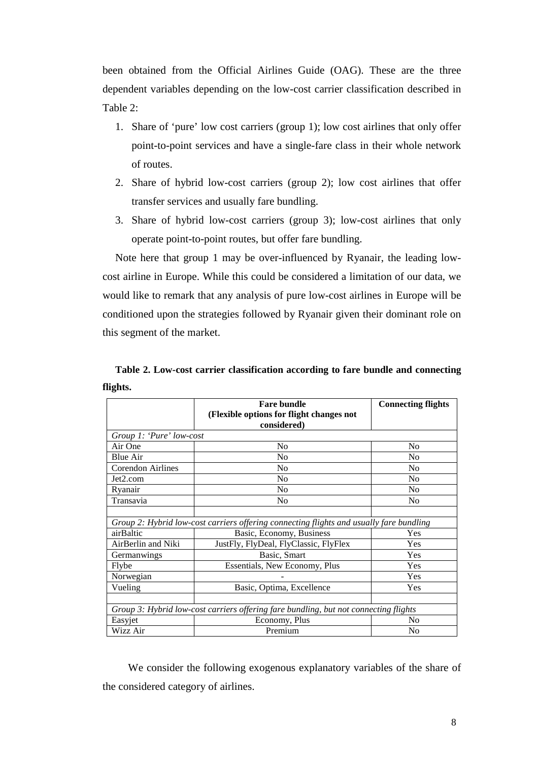been obtained from the Official Airlines Guide (OAG). These are the three dependent variables depending on the low-cost carrier classification described in Table 2:

1. Share of 'pure' low cost carriers (group 1); low cost airlines that only offer point-to-point services and have a single-fare class in their whole network of routes.
2. Share of hybrid low-cost carriers (group 2); low cost airlines that offer transfer services and usually fare bundling.
3. Share of hybrid low-cost carriers (group 3); low-cost airlines that only operate point-to-point routes, but offer fare bundling.

Note here that group 1 may be over-influenced by Ryanair, the leading low-cost airline in Europe. While this could be considered a limitation of our data, we would like to remark that any analysis of pure low-cost airlines in Europe will be conditioned upon the strategies followed by Ryanair given their dominant role on this segment of the market.

**Table 2. Low-cost carrier classification according to fare bundle and connecting flights.**

| | **Fare bundle (Flexible options for flight changes not considered)** | **Connecting flights** |
|---|---|---|
| *Group 1: 'Pure' low-cost* | | |
| Air One | No | No |
| Blue Air | No | No |
| Corendon Airlines | No | No |
| Jet2.com | No | No |
| Ryanair | No | No |
| Transavia | No | No |
| | | |
| *Group 2: Hybrid low-cost carriers offering connecting flights and usually fare bundling* | | |
| airBaltic | Basic, Economy, Business | Yes |
| AirBerlin and Niki | JustFly, FlyDeal, FlyClassic, FlyFlex | Yes |
| Germanwings | Basic, Smart | Yes |
| Flybe | Essentials, New Economy, Plus | Yes |
| Norwegian | - | Yes |
| Vueling | Basic, Optima, Excellence | Yes |
| | | |
| *Group 3: Hybrid low-cost carriers offering fare bundling, but not connecting flights* | | |
| Easyjet | Economy, Plus | No |
| Wizz Air | Premium | No |

We consider the following exogenous explanatory variables of the share of the considered category of airlines.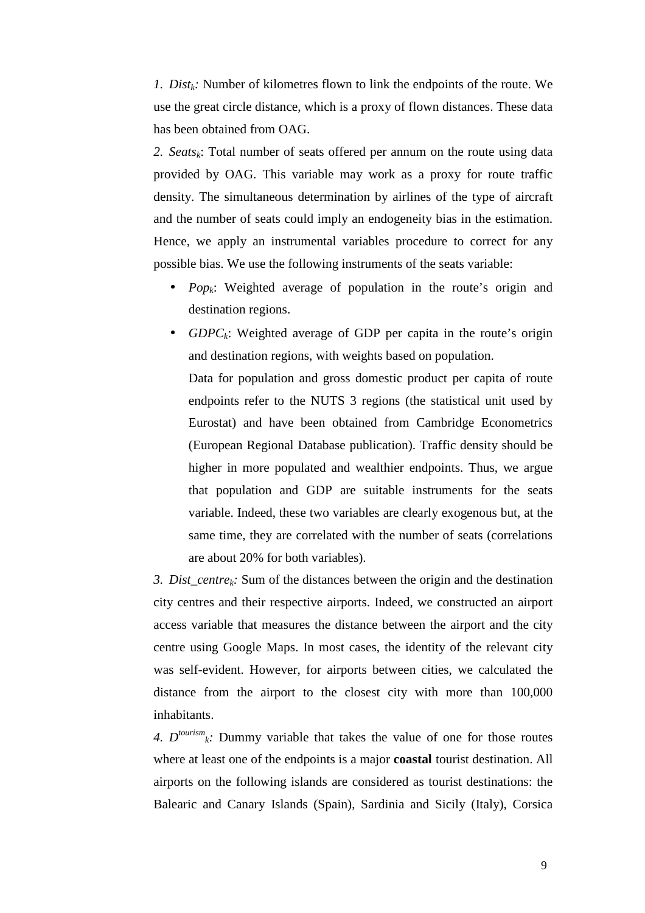*1. $Dist_k$:* Number of kilometres flown to link the endpoints of the route. We use the great circle distance, which is a proxy of flown distances. These data has been obtained from OAG.

*2. $Seats_k$*: Total number of seats offered per annum on the route using data provided by OAG. This variable may work as a proxy for route traffic density. The simultaneous determination by airlines of the type of aircraft and the number of seats could imply an endogeneity bias in the estimation. Hence, we apply an instrumental variables procedure to correct for any possible bias. We use the following instruments of the seats variable:

- *$Pop_k$*: Weighted average of population in the route's origin and destination regions.
- *$GDPC_k$*: Weighted average of GDP per capita in the route's origin and destination regions, with weights based on population.

  Data for population and gross domestic product per capita of route endpoints refer to the NUTS 3 regions (the statistical unit used by Eurostat) and have been obtained from Cambridge Econometrics (European Regional Database publication). Traffic density should be higher in more populated and wealthier endpoints. Thus, we argue that population and GDP are suitable instruments for the seats variable. Indeed, these two variables are clearly exogenous but, at the same time, they are correlated with the number of seats (correlations are about 20% for both variables).

*3. $Dist\_centre_k$:* Sum of the distances between the origin and the destination city centres and their respective airports. Indeed, we constructed an airport access variable that measures the distance between the airport and the city centre using Google Maps. In most cases, the identity of the relevant city was self-evident. However, for airports between cities, we calculated the distance from the airport to the closest city with more than 100,000 inhabitants.

*4. $D^{tourism}_k$:* Dummy variable that takes the value of one for those routes where at least one of the endpoints is a major **coastal** tourist destination. All airports on the following islands are considered as tourist destinations: the Balearic and Canary Islands (Spain), Sardinia and Sicily (Italy), Corsica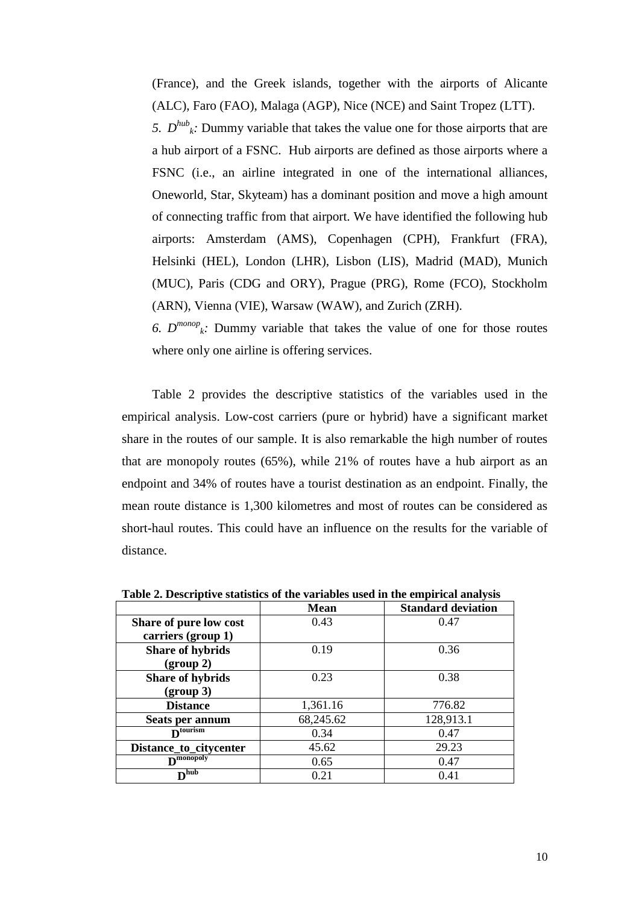(France), and the Greek islands, together with the airports of Alicante (ALC), Faro (FAO), Malaga (AGP), Nice (NCE) and Saint Tropez (LTT).

5. $D^{hub}_{k}$: Dummy variable that takes the value one for those airports that are a hub airport of a FSNC. Hub airports are defined as those airports where a FSNC (i.e., an airline integrated in one of the international alliances, Oneworld, Star, Skyteam) has a dominant position and move a high amount of connecting traffic from that airport. We have identified the following hub airports: Amsterdam (AMS), Copenhagen (CPH), Frankfurt (FRA), Helsinki (HEL), London (LHR), Lisbon (LIS), Madrid (MAD), Munich (MUC), Paris (CDG and ORY), Prague (PRG), Rome (FCO), Stockholm (ARN), Vienna (VIE), Warsaw (WAW), and Zurich (ZRH).

6. $D^{monop}_{k}$: Dummy variable that takes the value of one for those routes where only one airline is offering services.

Table 2 provides the descriptive statistics of the variables used in the empirical analysis. Low-cost carriers (pure or hybrid) have a significant market share in the routes of our sample. It is also remarkable the high number of routes that are monopoly routes (65%), while 21% of routes have a hub airport as an endpoint and 34% of routes have a tourist destination as an endpoint. Finally, the mean route distance is 1,300 kilometres and most of routes can be considered as short-haul routes. This could have an influence on the results for the variable of distance.

**Table 2. Descriptive statistics of the variables used in the empirical analysis**

| | Mean | Standard deviation |
|---|---|---|
| **Share of pure low cost carriers (group 1)** | 0.43 | 0.47 |
| **Share of hybrids (group 2)** | 0.19 | 0.36 |
| **Share of hybrids (group 3)** | 0.23 | 0.38 |
| **Distance** | 1,361.16 | 776.82 |
| **Seats per annum** | 68,245.62 | 128,913.1 |
| $\mathbf{D^{tourism}}$ | 0.34 | 0.47 |
| **Distance_to_citycenter** | 45.62 | 29.23 |
| $\mathbf{D^{monopoly}}$ | 0.65 | 0.47 |
| $\mathbf{D^{hub}}$ | 0.21 | 0.41 |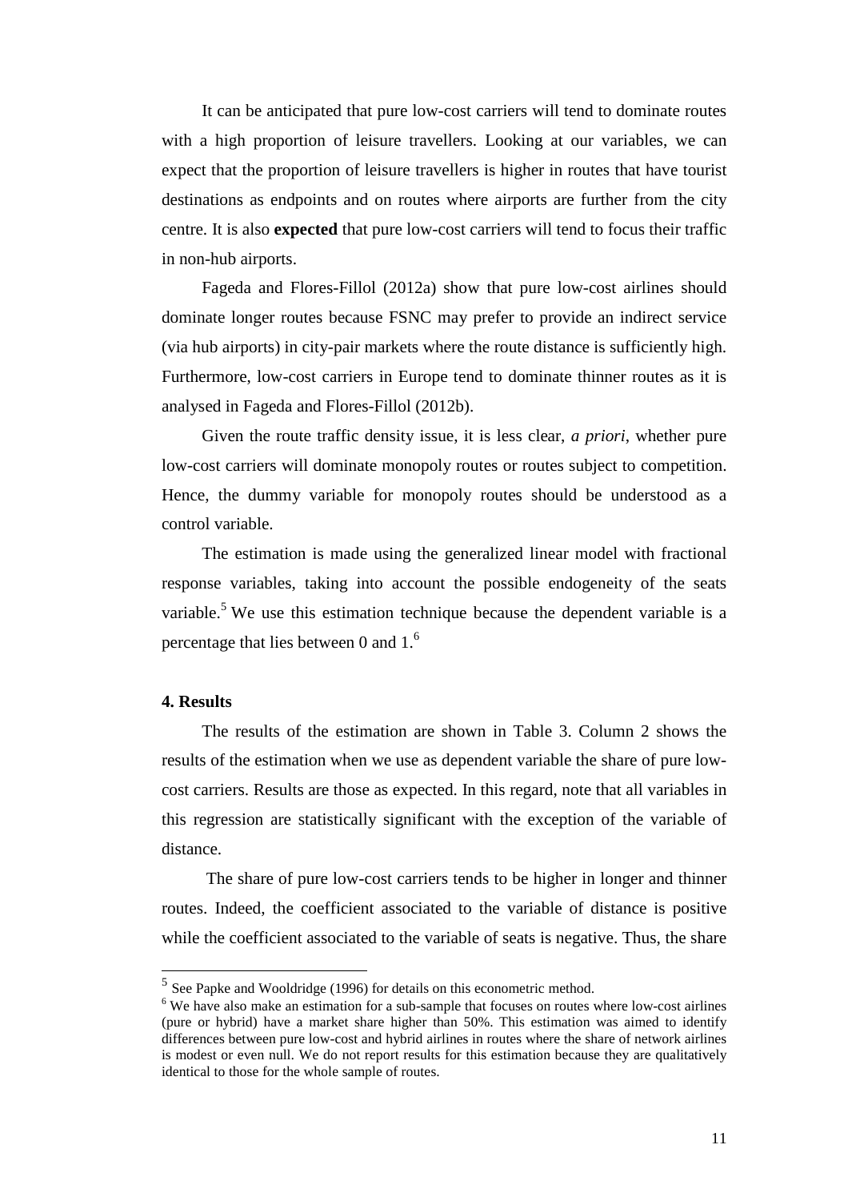It can be anticipated that pure low-cost carriers will tend to dominate routes with a high proportion of leisure travellers. Looking at our variables, we can expect that the proportion of leisure travellers is higher in routes that have tourist destinations as endpoints and on routes where airports are further from the city centre. It is also **expected** that pure low-cost carriers will tend to focus their traffic in non-hub airports.

Fageda and Flores-Fillol (2012a) show that pure low-cost airlines should dominate longer routes because FSNC may prefer to provide an indirect service (via hub airports) in city-pair markets where the route distance is sufficiently high. Furthermore, low-cost carriers in Europe tend to dominate thinner routes as it is analysed in Fageda and Flores-Fillol (2012b).

Given the route traffic density issue, it is less clear, *a priori*, whether pure low-cost carriers will dominate monopoly routes or routes subject to competition. Hence, the dummy variable for monopoly routes should be understood as a control variable.

The estimation is made using the generalized linear model with fractional response variables, taking into account the possible endogeneity of the seats variable.[5] We use this estimation technique because the dependent variable is a percentage that lies between 0 and 1.[6]

## 4. Results

The results of the estimation are shown in Table 3. Column 2 shows the results of the estimation when we use as dependent variable the share of pure low-cost carriers. Results are those as expected. In this regard, note that all variables in this regression are statistically significant with the exception of the variable of distance.

The share of pure low-cost carriers tends to be higher in longer and thinner routes. Indeed, the coefficient associated to the variable of distance is positive while the coefficient associated to the variable of seats is negative. Thus, the share

---

[5] See Papke and Wooldridge (1996) for details on this econometric method.

[6] We have also make an estimation for a sub-sample that focuses on routes where low-cost airlines (pure or hybrid) have a market share higher than 50%. This estimation was aimed to identify differences between pure low-cost and hybrid airlines in routes where the share of network airlines is modest or even null. We do not report results for this estimation because they are qualitatively identical to those for the whole sample of routes.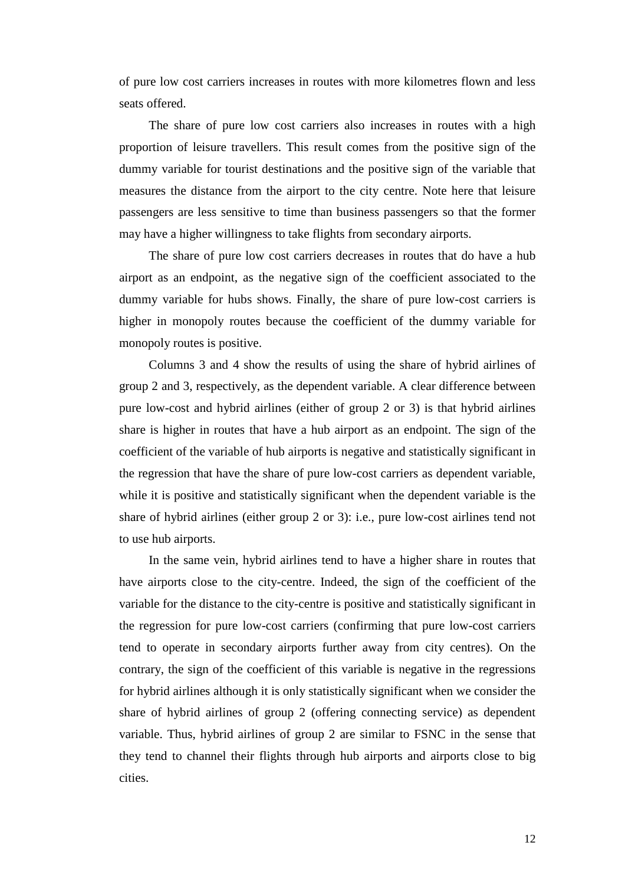of pure low cost carriers increases in routes with more kilometres flown and less seats offered.

The share of pure low cost carriers also increases in routes with a high proportion of leisure travellers. This result comes from the positive sign of the dummy variable for tourist destinations and the positive sign of the variable that measures the distance from the airport to the city centre. Note here that leisure passengers are less sensitive to time than business passengers so that the former may have a higher willingness to take flights from secondary airports.

The share of pure low cost carriers decreases in routes that do have a hub airport as an endpoint, as the negative sign of the coefficient associated to the dummy variable for hubs shows. Finally, the share of pure low-cost carriers is higher in monopoly routes because the coefficient of the dummy variable for monopoly routes is positive.

Columns 3 and 4 show the results of using the share of hybrid airlines of group 2 and 3, respectively, as the dependent variable. A clear difference between pure low-cost and hybrid airlines (either of group 2 or 3) is that hybrid airlines share is higher in routes that have a hub airport as an endpoint. The sign of the coefficient of the variable of hub airports is negative and statistically significant in the regression that have the share of pure low-cost carriers as dependent variable, while it is positive and statistically significant when the dependent variable is the share of hybrid airlines (either group 2 or 3): i.e., pure low-cost airlines tend not to use hub airports.

In the same vein, hybrid airlines tend to have a higher share in routes that have airports close to the city-centre. Indeed, the sign of the coefficient of the variable for the distance to the city-centre is positive and statistically significant in the regression for pure low-cost carriers (confirming that pure low-cost carriers tend to operate in secondary airports further away from city centres). On the contrary, the sign of the coefficient of this variable is negative in the regressions for hybrid airlines although it is only statistically significant when we consider the share of hybrid airlines of group 2 (offering connecting service) as dependent variable. Thus, hybrid airlines of group 2 are similar to FSNC in the sense that they tend to channel their flights through hub airports and airports close to big cities.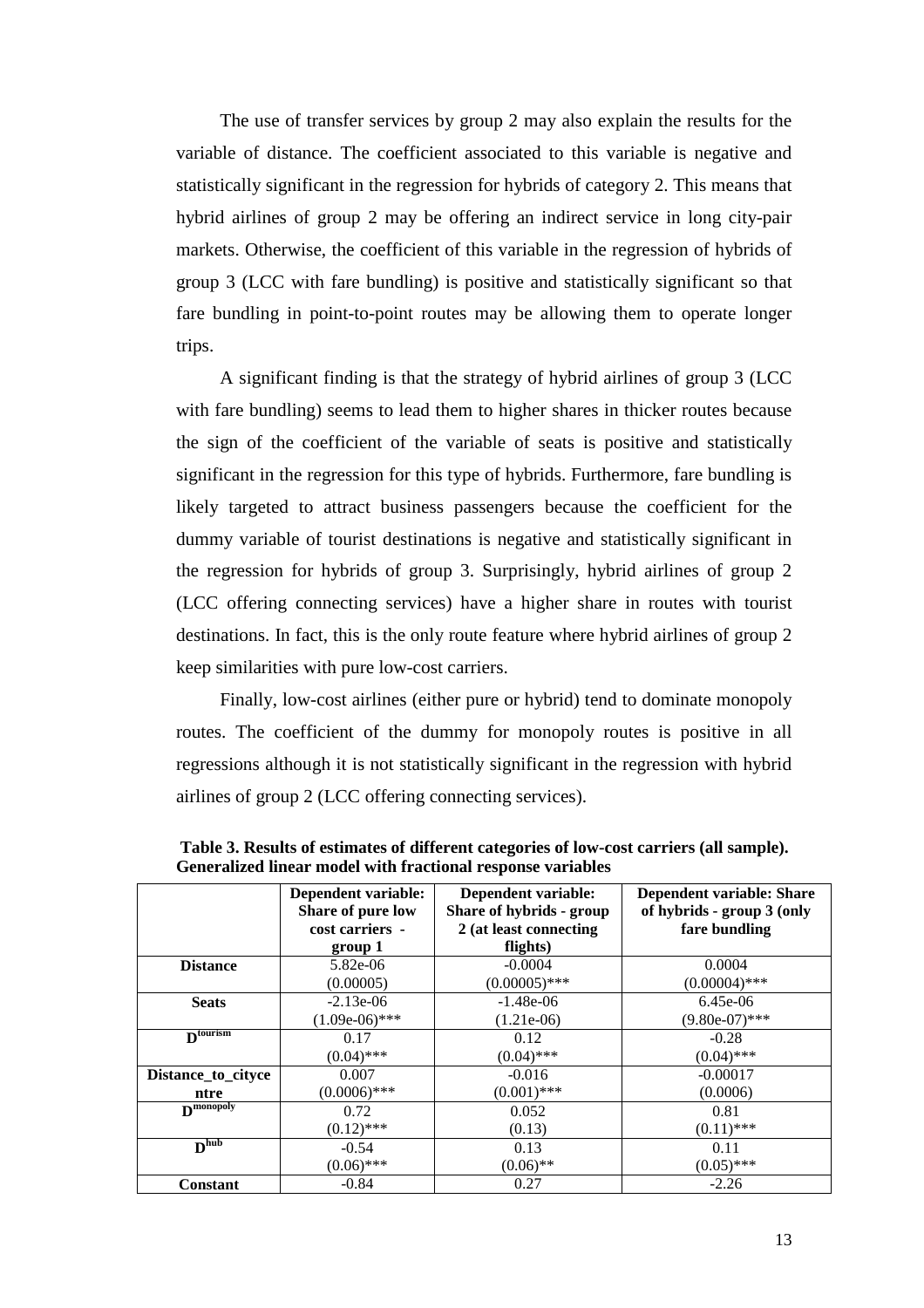The use of transfer services by group 2 may also explain the results for the variable of distance. The coefficient associated to this variable is negative and statistically significant in the regression for hybrids of category 2. This means that hybrid airlines of group 2 may be offering an indirect service in long city-pair markets. Otherwise, the coefficient of this variable in the regression of hybrids of group 3 (LCC with fare bundling) is positive and statistically significant so that fare bundling in point-to-point routes may be allowing them to operate longer trips.

A significant finding is that the strategy of hybrid airlines of group 3 (LCC with fare bundling) seems to lead them to higher shares in thicker routes because the sign of the coefficient of the variable of seats is positive and statistically significant in the regression for this type of hybrids. Furthermore, fare bundling is likely targeted to attract business passengers because the coefficient for the dummy variable of tourist destinations is negative and statistically significant in the regression for hybrids of group 3. Surprisingly, hybrid airlines of group 2 (LCC offering connecting services) have a higher share in routes with tourist destinations. In fact, this is the only route feature where hybrid airlines of group 2 keep similarities with pure low-cost carriers.

Finally, low-cost airlines (either pure or hybrid) tend to dominate monopoly routes. The coefficient of the dummy for monopoly routes is positive in all regressions although it is not statistically significant in the regression with hybrid airlines of group 2 (LCC offering connecting services).

**Table 3. Results of estimates of different categories of low-cost carriers (all sample). Generalized linear model with fractional response variables**

| | **Dependent variable: Share of pure low cost carriers - group 1** | **Dependent variable: Share of hybrids - group 2 (at least connecting flights)** | **Dependent variable: Share of hybrids - group 3 (only fare bundling** |
|---|---|---|---|
| **Distance** | 5.82e-06<br>(0.00005) | -0.0004<br>(0.00005)*** | 0.0004<br>(0.00004)*** |
| **Seats** | -2.13e-06<br>(1.09e-06)*** | -1.48e-06<br>(1.21e-06) | 6.45e-06<br>(9.80e-07)*** |
| **$D^{tourism}$** | 0.17<br>(0.04)*** | 0.12<br>(0.04)*** | -0.28<br>(0.04)*** |
| **Distance_to_citycentre** | 0.007<br>(0.0006)*** | -0.016<br>(0.001)*** | -0.00017<br>(0.0006) |
| **$D^{monopoly}$** | 0.72<br>(0.12)*** | 0.052<br>(0.13) | 0.81<br>(0.11)*** |
| **$D^{hub}$** | -0.54<br>(0.06)*** | 0.13<br>(0.06)** | 0.11<br>(0.05)*** |
| **Constant** | -0.84 | 0.27 | -2.26 |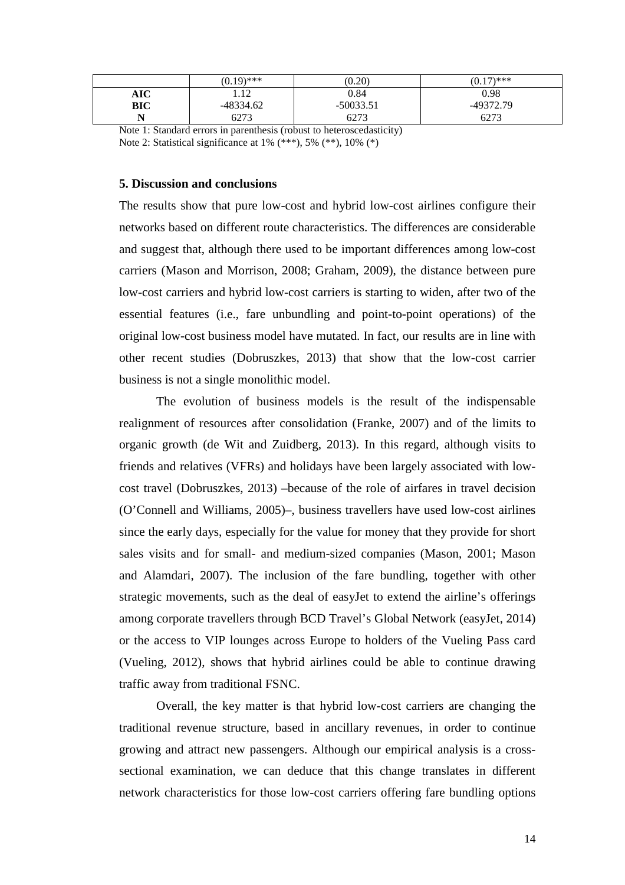| | (0.19)*** | (0.20) | (0.17)*** |
|---|---|---|---|
| **AIC** | 1.12 | 0.84 | 0.98 |
| **BIC** | -48334.62 | -50033.51 | -49372.79 |
| **N** | 6273 | 6273 | 6273 |

Note 1: Standard errors in parenthesis (robust to heteroscedasticity)

Note 2: Statistical significance at 1% (***), 5% (**), 10% (*)

### 5. Discussion and conclusions

The results show that pure low-cost and hybrid low-cost airlines configure their networks based on different route characteristics. The differences are considerable and suggest that, although there used to be important differences among low-cost carriers (Mason and Morrison, 2008; Graham, 2009), the distance between pure low-cost carriers and hybrid low-cost carriers is starting to widen, after two of the essential features (i.e., fare unbundling and point-to-point operations) of the original low-cost business model have mutated. In fact, our results are in line with other recent studies (Dobruszkes, 2013) that show that the low-cost carrier business is not a single monolithic model.

The evolution of business models is the result of the indispensable realignment of resources after consolidation (Franke, 2007) and of the limits to organic growth (de Wit and Zuidberg, 2013). In this regard, although visits to friends and relatives (VFRs) and holidays have been largely associated with low-cost travel (Dobruszkes, 2013) –because of the role of airfares in travel decision (O'Connell and Williams, 2005)–, business travellers have used low-cost airlines since the early days, especially for the value for money that they provide for short sales visits and for small- and medium-sized companies (Mason, 2001; Mason and Alamdari, 2007). The inclusion of the fare bundling, together with other strategic movements, such as the deal of easyJet to extend the airline's offerings among corporate travellers through BCD Travel's Global Network (easyJet, 2014) or the access to VIP lounges across Europe to holders of the Vueling Pass card (Vueling, 2012), shows that hybrid airlines could be able to continue drawing traffic away from traditional FSNC.

Overall, the key matter is that hybrid low-cost carriers are changing the traditional revenue structure, based in ancillary revenues, in order to continue growing and attract new passengers. Although our empirical analysis is a cross-sectional examination, we can deduce that this change translates in different network characteristics for those low-cost carriers offering fare bundling options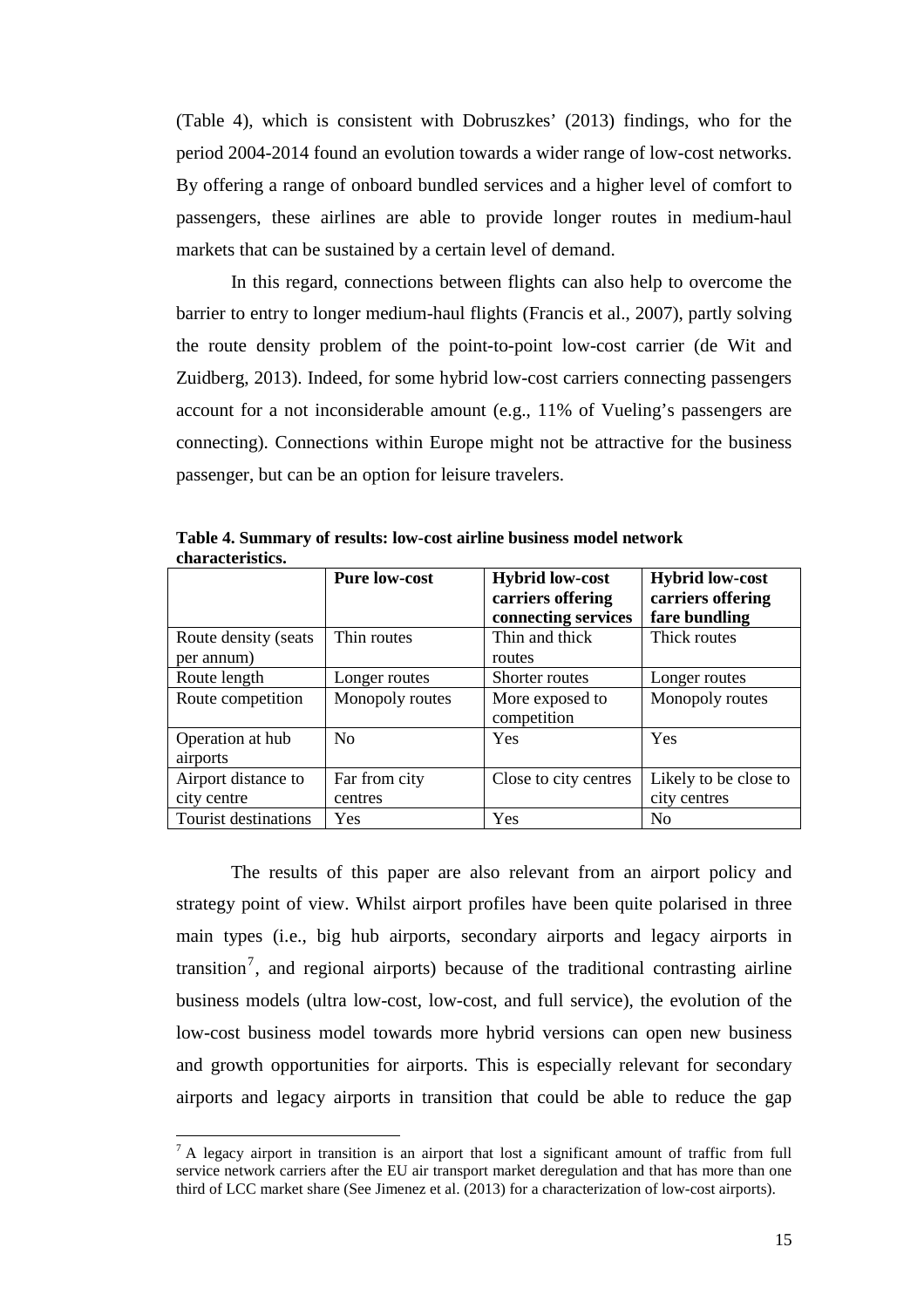(Table 4), which is consistent with Dobruszkes' (2013) findings, who for the period 2004-2014 found an evolution towards a wider range of low-cost networks. By offering a range of onboard bundled services and a higher level of comfort to passengers, these airlines are able to provide longer routes in medium-haul markets that can be sustained by a certain level of demand.

In this regard, connections between flights can also help to overcome the barrier to entry to longer medium-haul flights (Francis et al., 2007), partly solving the route density problem of the point-to-point low-cost carrier (de Wit and Zuidberg, 2013). Indeed, for some hybrid low-cost carriers connecting passengers account for a not inconsiderable amount (e.g., 11% of Vueling's passengers are connecting). Connections within Europe might not be attractive for the business passenger, but can be an option for leisure travelers.

**Table 4. Summary of results: low-cost airline business model network characteristics.**

| | **Pure low-cost** | **Hybrid low-cost carriers offering connecting services** | **Hybrid low-cost carriers offering fare bundling** |
|---|---|---|---|
| Route density (seats per annum) | Thin routes | Thin and thick routes | Thick routes |
| Route length | Longer routes | Shorter routes | Longer routes |
| Route competition | Monopoly routes | More exposed to competition | Monopoly routes |
| Operation at hub airports | No | Yes | Yes |
| Airport distance to city centre | Far from city centres | Close to city centres | Likely to be close to city centres |
| Tourist destinations | Yes | Yes | No |

The results of this paper are also relevant from an airport policy and strategy point of view. Whilst airport profiles have been quite polarised in three main types (i.e., big hub airports, secondary airports and legacy airports in transition[7], and regional airports) because of the traditional contrasting airline business models (ultra low-cost, low-cost, and full service), the evolution of the low-cost business model towards more hybrid versions can open new business and growth opportunities for airports. This is especially relevant for secondary airports and legacy airports in transition that could be able to reduce the gap

[7] A legacy airport in transition is an airport that lost a significant amount of traffic from full service network carriers after the EU air transport market deregulation and that has more than one third of LCC market share (See Jimenez et al. (2013) for a characterization of low-cost airports).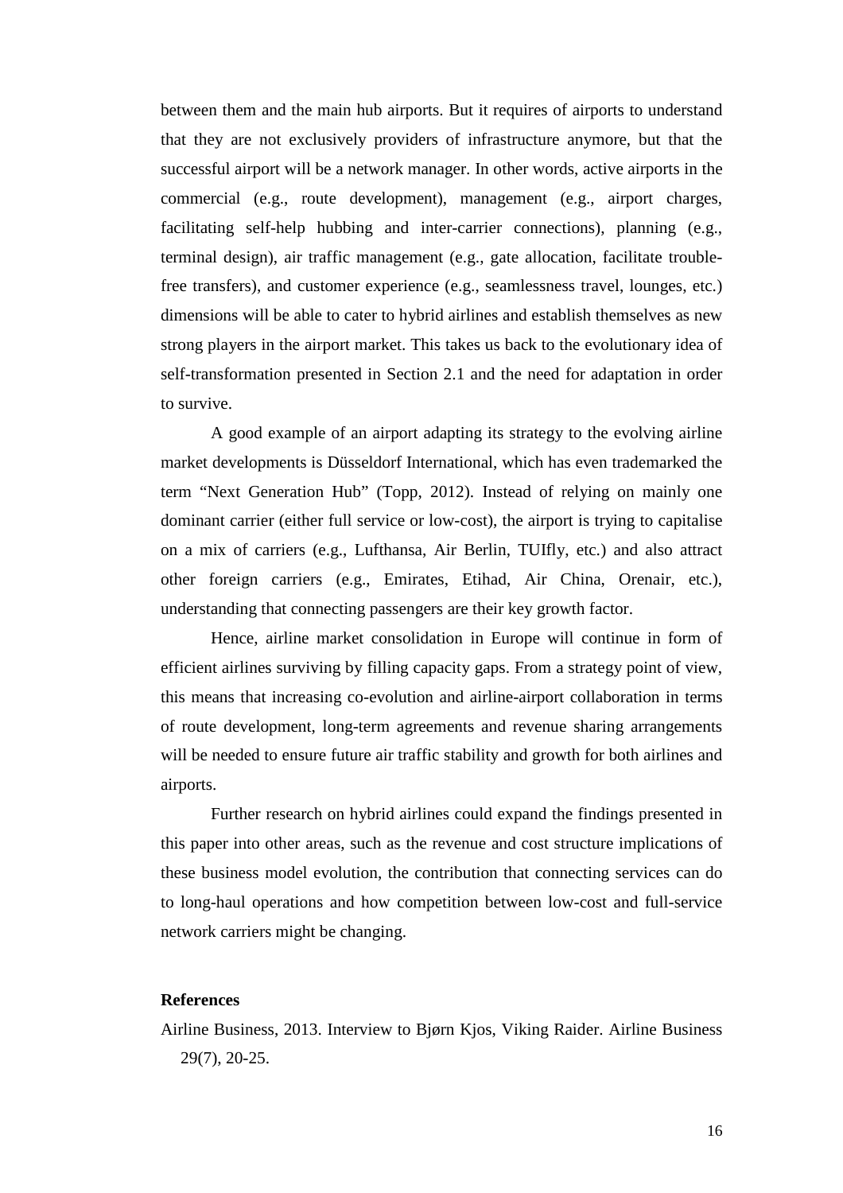between them and the main hub airports. But it requires of airports to understand that they are not exclusively providers of infrastructure anymore, but that the successful airport will be a network manager. In other words, active airports in the commercial (e.g., route development), management (e.g., airport charges, facilitating self-help hubbing and inter-carrier connections), planning (e.g., terminal design), air traffic management (e.g., gate allocation, facilitate trouble-free transfers), and customer experience (e.g., seamlessness travel, lounges, etc.) dimensions will be able to cater to hybrid airlines and establish themselves as new strong players in the airport market. This takes us back to the evolutionary idea of self-transformation presented in Section 2.1 and the need for adaptation in order to survive.

A good example of an airport adapting its strategy to the evolving airline market developments is Düsseldorf International, which has even trademarked the term "Next Generation Hub" (Topp, 2012). Instead of relying on mainly one dominant carrier (either full service or low-cost), the airport is trying to capitalise on a mix of carriers (e.g., Lufthansa, Air Berlin, TUIfly, etc.) and also attract other foreign carriers (e.g., Emirates, Etihad, Air China, Orenair, etc.), understanding that connecting passengers are their key growth factor.

Hence, airline market consolidation in Europe will continue in form of efficient airlines surviving by filling capacity gaps. From a strategy point of view, this means that increasing co-evolution and airline-airport collaboration in terms of route development, long-term agreements and revenue sharing arrangements will be needed to ensure future air traffic stability and growth for both airlines and airports.

Further research on hybrid airlines could expand the findings presented in this paper into other areas, such as the revenue and cost structure implications of these business model evolution, the contribution that connecting services can do to long-haul operations and how competition between low-cost and full-service network carriers might be changing.

## References

Airline Business, 2013. Interview to Bjørn Kjos, Viking Raider. Airline Business 29(7), 20-25.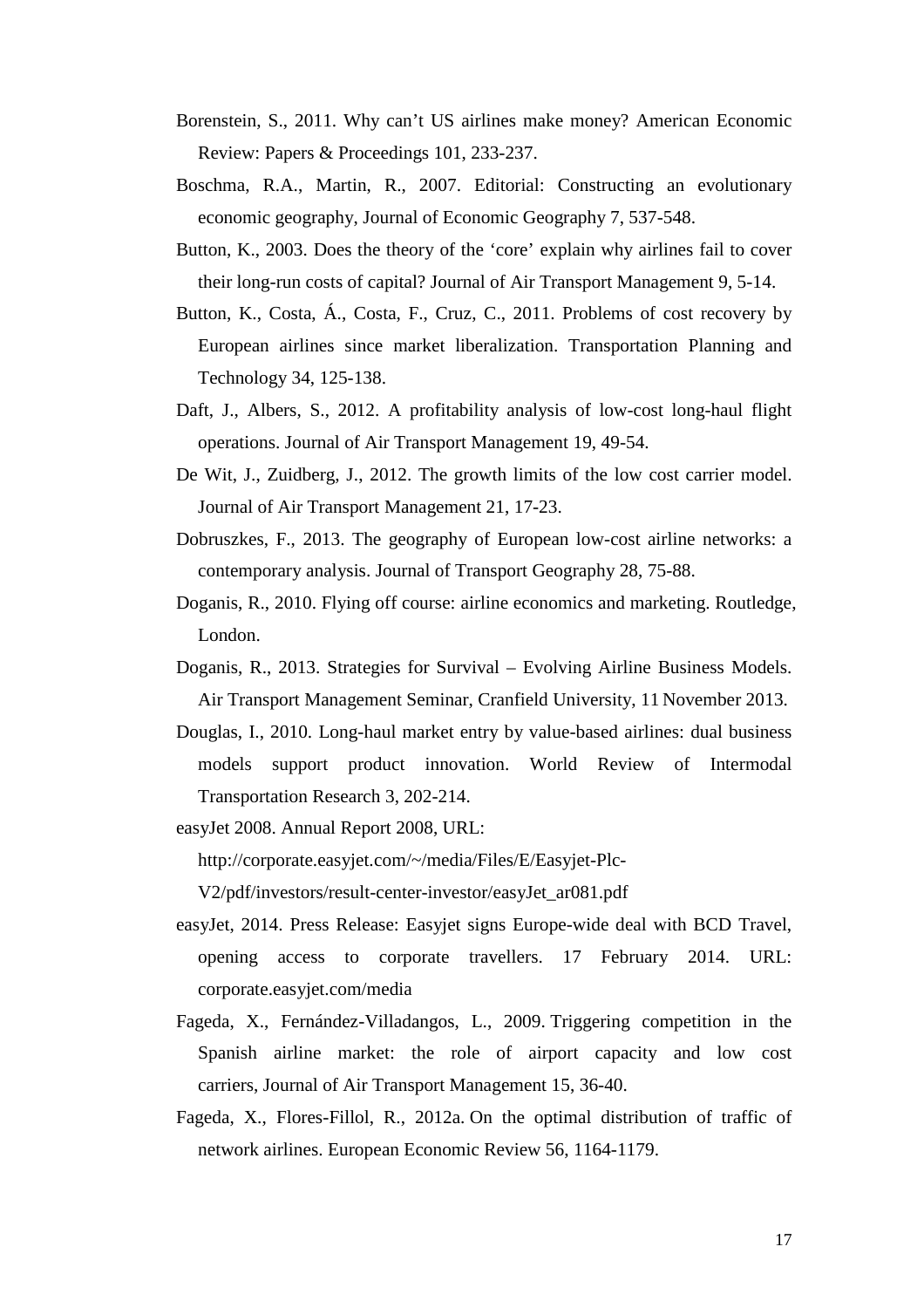Borenstein, S., 2011. Why can't US airlines make money? American Economic Review: Papers & Proceedings 101, 233-237.

Boschma, R.A., Martin, R., 2007. Editorial: Constructing an evolutionary economic geography, Journal of Economic Geography 7, 537-548.

Button, K., 2003. Does the theory of the 'core' explain why airlines fail to cover their long-run costs of capital? Journal of Air Transport Management 9, 5-14.

Button, K., Costa, Á., Costa, F., Cruz, C., 2011. Problems of cost recovery by European airlines since market liberalization. Transportation Planning and Technology 34, 125-138.

Daft, J., Albers, S., 2012. A profitability analysis of low-cost long-haul flight operations. Journal of Air Transport Management 19, 49-54.

De Wit, J., Zuidberg, J., 2012. The growth limits of the low cost carrier model. Journal of Air Transport Management 21, 17-23.

Dobruszkes, F., 2013. The geography of European low-cost airline networks: a contemporary analysis. Journal of Transport Geography 28, 75-88.

Doganis, R., 2010. Flying off course: airline economics and marketing. Routledge, London.

Doganis, R., 2013. Strategies for Survival – Evolving Airline Business Models. Air Transport Management Seminar, Cranfield University, 11 November 2013.

Douglas, I., 2010. Long-haul market entry by value-based airlines: dual business models support product innovation. World Review of Intermodal Transportation Research 3, 202-214.

easyJet 2008. Annual Report 2008, URL: http://corporate.easyjet.com/~/media/Files/E/Easyjet-Plc-V2/pdf/investors/result-center-investor/easyJet_ar081.pdf

easyJet, 2014. Press Release: Easyjet signs Europe-wide deal with BCD Travel, opening access to corporate travellers. 17 February 2014. URL: corporate.easyjet.com/media

Fageda, X., Fernández-Villadangos, L., 2009. Triggering competition in the Spanish airline market: the role of airport capacity and low cost carriers, Journal of Air Transport Management 15, 36-40.

Fageda, X., Flores-Fillol, R., 2012a. On the optimal distribution of traffic of network airlines. European Economic Review 56, 1164-1179.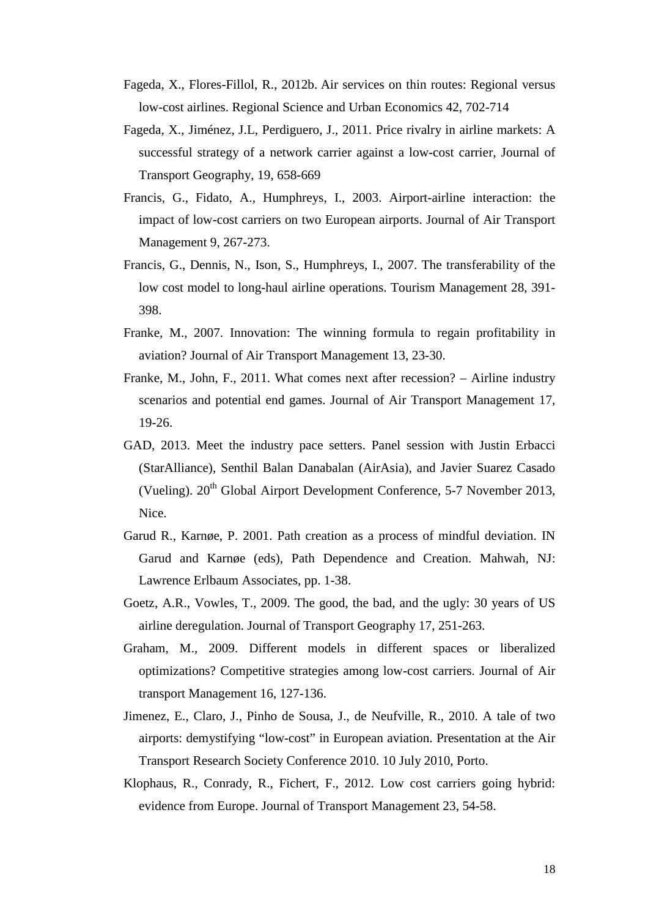Fageda, X., Flores-Fillol, R., 2012b. Air services on thin routes: Regional versus low-cost airlines. Regional Science and Urban Economics 42, 702-714

Fageda, X., Jiménez, J.L, Perdiguero, J., 2011. Price rivalry in airline markets: A successful strategy of a network carrier against a low-cost carrier, Journal of Transport Geography, 19, 658-669

Francis, G., Fidato, A., Humphreys, I., 2003. Airport-airline interaction: the impact of low-cost carriers on two European airports. Journal of Air Transport Management 9, 267-273.

Francis, G., Dennis, N., Ison, S., Humphreys, I., 2007. The transferability of the low cost model to long-haul airline operations. Tourism Management 28, 391-398.

Franke, M., 2007. Innovation: The winning formula to regain profitability in aviation? Journal of Air Transport Management 13, 23-30.

Franke, M., John, F., 2011. What comes next after recession? – Airline industry scenarios and potential end games. Journal of Air Transport Management 17, 19-26.

GAD, 2013. Meet the industry pace setters. Panel session with Justin Erbacci (StarAlliance), Senthil Balan Danabalan (AirAsia), and Javier Suarez Casado (Vueling). 20th Global Airport Development Conference, 5-7 November 2013, Nice.

Garud R., Karnøe, P. 2001. Path creation as a process of mindful deviation. IN Garud and Karnøe (eds), Path Dependence and Creation. Mahwah, NJ: Lawrence Erlbaum Associates, pp. 1-38.

Goetz, A.R., Vowles, T., 2009. The good, the bad, and the ugly: 30 years of US airline deregulation. Journal of Transport Geography 17, 251-263.

Graham, M., 2009. Different models in different spaces or liberalized optimizations? Competitive strategies among low-cost carriers. Journal of Air transport Management 16, 127-136.

Jimenez, E., Claro, J., Pinho de Sousa, J., de Neufville, R., 2010. A tale of two airports: demystifying "low-cost" in European aviation. Presentation at the Air Transport Research Society Conference 2010. 10 July 2010, Porto.

Klophaus, R., Conrady, R., Fichert, F., 2012. Low cost carriers going hybrid: evidence from Europe. Journal of Transport Management 23, 54-58.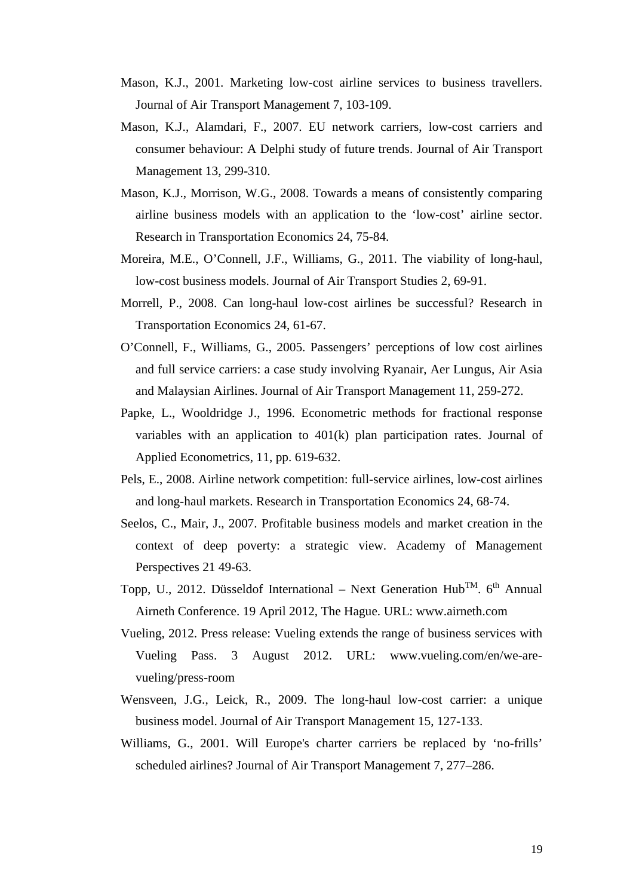Mason, K.J., 2001. Marketing low-cost airline services to business travellers. Journal of Air Transport Management 7, 103-109.

Mason, K.J., Alamdari, F., 2007. EU network carriers, low-cost carriers and consumer behaviour: A Delphi study of future trends. Journal of Air Transport Management 13, 299-310.

Mason, K.J., Morrison, W.G., 2008. Towards a means of consistently comparing airline business models with an application to the 'low-cost' airline sector. Research in Transportation Economics 24, 75-84.

Moreira, M.E., O'Connell, J.F., Williams, G., 2011. The viability of long-haul, low-cost business models. Journal of Air Transport Studies 2, 69-91.

Morrell, P., 2008. Can long-haul low-cost airlines be successful? Research in Transportation Economics 24, 61-67.

O'Connell, F., Williams, G., 2005. Passengers' perceptions of low cost airlines and full service carriers: a case study involving Ryanair, Aer Lungus, Air Asia and Malaysian Airlines. Journal of Air Transport Management 11, 259-272.

Papke, L., Wooldridge J., 1996. Econometric methods for fractional response variables with an application to 401(k) plan participation rates. Journal of Applied Econometrics, 11, pp. 619-632.

Pels, E., 2008. Airline network competition: full-service airlines, low-cost airlines and long-haul markets. Research in Transportation Economics 24, 68-74.

Seelos, C., Mair, J., 2007. Profitable business models and market creation in the context of deep poverty: a strategic view. Academy of Management Perspectives 21 49-63.

Topp, U., 2012. Düsseldof International – Next Generation Hub™. 6th Annual Airneth Conference. 19 April 2012, The Hague. URL: www.airneth.com

Vueling, 2012. Press release: Vueling extends the range of business services with Vueling Pass. 3 August 2012. URL: www.vueling.com/en/we-are-vueling/press-room

Wensveen, J.G., Leick, R., 2009. The long-haul low-cost carrier: a unique business model. Journal of Air Transport Management 15, 127-133.

Williams, G., 2001. Will Europe's charter carriers be replaced by 'no-frills' scheduled airlines? Journal of Air Transport Management 7, 277–286.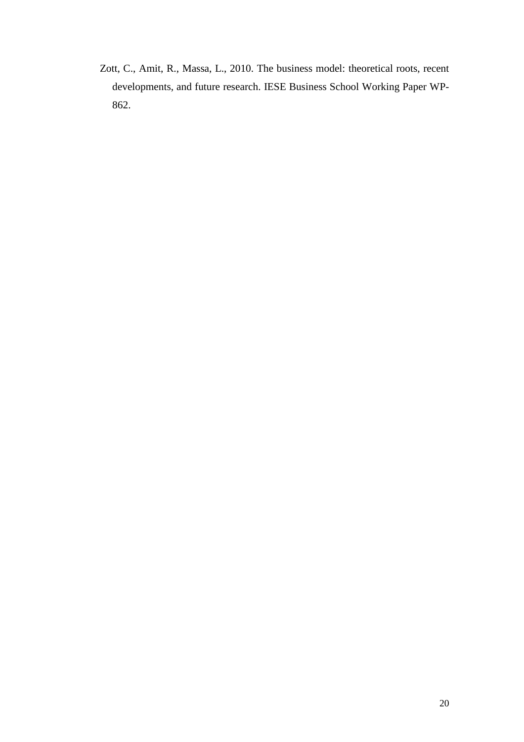Zott, C., Amit, R., Massa, L., 2010. The business model: theoretical roots, recent developments, and future research. IESE Business School Working Paper WP-862.